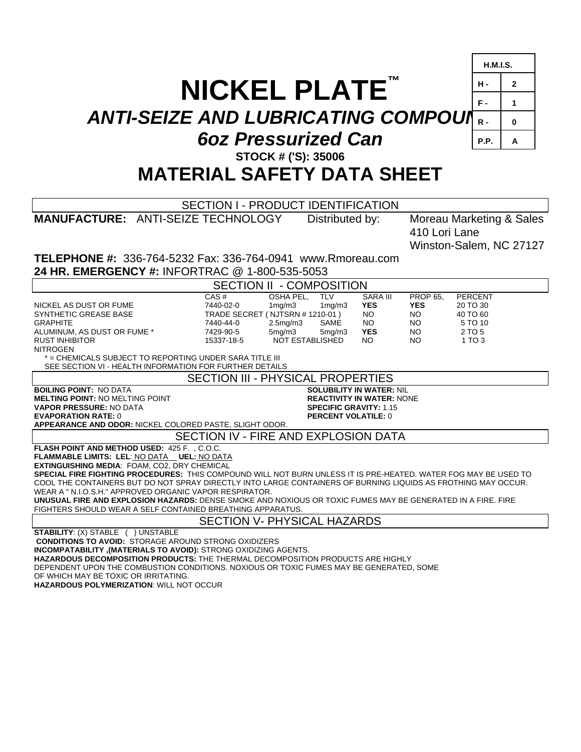# NICKEL PLATE™

## *ANTI-SEIZE AND LUBRICATING COMPOUND*

## *6oz Pressurized Can*

**STOCK # ('S): 35006**

| H.M.I.S. | |
|---|---|
| H - | 2 |
| F - | 1 |
| R - | 0 |
| P.P. | A |

# MATERIAL SAFETY DATA SHEET

## SECTION I - PRODUCT IDENTIFICATION

**MANUFACTURE:** ANTI-SEIZE TECHNOLOGY Distributed by: Moreau Marketing & Sales
410 Lori Lane
Winston-Salem, NC 27127

**TELEPHONE #:** 336-764-5232 Fax: 336-764-0941 www.Rmoreau.com
**24 HR. EMERGENCY #:** INFORTRAC @ 1-800-535-5053

## SECTION II - COMPOSITION

| | CAS # | OSHA PEL, | TLV | SARA III | PROP 65, | PERCENT |
|---|---|---|---|---|---|---|
| NICKEL AS DUST OR FUME | 7440-02-0 | 1mg/m3 | 1mg/m3 | **YES** | **YES** | 20 TO 30 |
| SYNTHETIC GREASE BASE | TRADE SECRET ( NJTSRN # 1210-01 ) | | | NO | NO | 40 TO 60 |
| GRAPHITE | 7440-44-0 | 2.5mg/m3 | SAME | NO | NO | 5 TO 10 |
| ALUMINUM, AS DUST OR FUME * | 7429-90-5 | 5mg/m3 | 5mg/m3 | **YES** | NO | 2 TO 5 |
| RUST INHIBITOR | 15337-18-5 | NOT ESTABLISHED | | NO | NO | 1 TO 3 |
| NITROGEN | | | | | | |

\* = CHEMICALS SUBJECT TO REPORTING UNDER SARA TITLE III
SEE SECTION VI - HEALTH INFORMATION FOR FURTHER DETAILS

## SECTION III - PHYSICAL PROPERTIES

**BOILING POINT:** NO DATA
**MELTING POINT:** NO MELTING POINT
**VAPOR PRESSURE:** NO DATA
**EVAPORATION RATE:** 0
**SOLUBILITY IN WATER:** NIL
**REACTIVITY IN WATER:** NONE
**SPECIFIC GRAVITY:** 1.15
**PERCENT VOLATILE:** 0
**APPEARANCE AND ODOR:** NICKEL COLORED PASTE, SLIGHT ODOR.

## SECTION IV - FIRE AND EXPLOSION DATA

**FLASH POINT AND METHOD USED:** 425 F. , C.O.C.
**FLAMMABLE LIMITS: LEL**: NO DATA **UEL:** NO DATA
**EXTINGUISHING MEDIA**: FOAM, CO2, DRY CHEMICAL
**SPECIAL FIRE FIGHTING PROCEDURES:** THIS COMPOUND WILL NOT BURN UNLESS IT IS PRE-HEATED. WATER FOG MAY BE USED TO COOL THE CONTAINERS BUT DO NOT SPRAY DIRECTLY INTO LARGE CONTAINERS OF BURNING LIQUIDS AS FROTHING MAY OCCUR. WEAR A " N.I.O.S.H." APPROVED ORGANIC VAPOR RESPIRATOR.
**UNUSUAL FIRE AND EXPLOSION HAZARDS:** DENSE SMOKE AND NOXIOUS OR TOXIC FUMES MAY BE GENERATED IN A FIRE. FIRE FIGHTERS SHOULD WEAR A SELF CONTAINED BREATHING APPARATUS.

## SECTION V- PHYSICAL HAZARDS

**STABILITY**: (X) STABLE ( ) UNSTABLE
**CONDITIONS TO AVOID:** STORAGE AROUND STRONG OXIDIZERS
**INCOMPATABILITY ,(MATERIALS TO AVOID):** STRONG OXIDIZING AGENTS.
**HAZARDOUS DECOMPOSITION PRODUCTS:** THE THERMAL DECOMPOSITION PRODUCTS ARE HIGHLY DEPENDENT UPON THE COMBUSTION CONDITIONS. NOXIOUS OR TOXIC FUMES MAY BE GENERATED, SOME OF WHICH MAY BE TOXIC OR IRRITATING.
**HAZARDOUS POLYMERIZATION**: WILL NOT OCCUR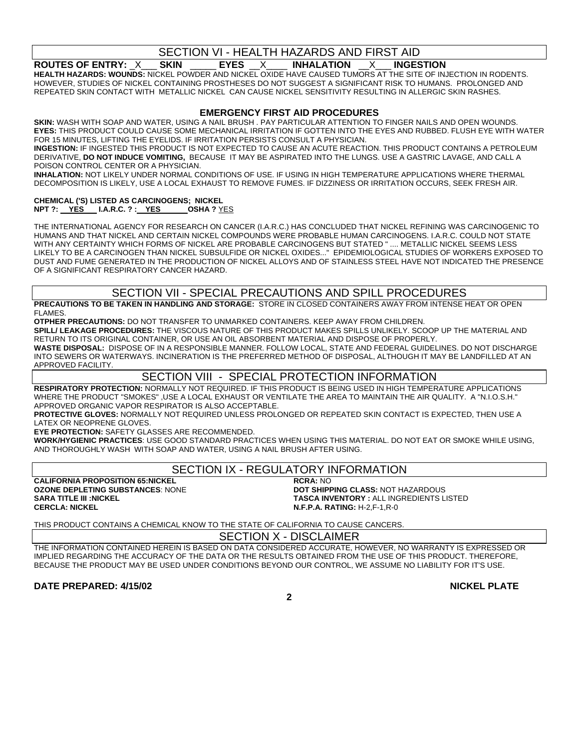## SECTION VI - HEALTH HAZARDS AND FIRST AID

**ROUTES OF ENTRY:** _X___ **SKIN** _____ **EYES** __X____ **INHALATION** __X___ **INGESTION**

**HEALTH HAZARDS: WOUNDS:** NICKEL POWDER AND NICKEL OXIDE HAVE CAUSED TUMORS AT THE SITE OF INJECTION IN RODENTS. HOWEVER, STUDIES OF NICKEL CONTAINING PROSTHESES DO NOT SUGGEST A SIGNIFICANT RISK TO HUMANS. PROLONGED AND REPEATED SKIN CONTACT WITH METALLIC NICKEL CAN CAUSE NICKEL SENSITIVITY RESULTING IN ALLERGIC SKIN RASHES.

### EMERGENCY FIRST AID PROCEDURES

**SKIN:** WASH WITH SOAP AND WATER, USING A NAIL BRUSH . PAY PARTICULAR ATTENTION TO FINGER NAILS AND OPEN WOUNDS.
**EYES:** THIS PRODUCT COULD CAUSE SOME MECHANICAL IRRITATION IF GOTTEN INTO THE EYES AND RUBBED. FLUSH EYE WITH WATER FOR 15 MINUTES, LIFTING THE EYELIDS. IF IRRITATION PERSISTS CONSULT A PHYSICIAN.
**INGESTION:** IF INGESTED THIS PRODUCT IS NOT EXPECTED TO CAUSE AN ACUTE REACTION. THIS PRODUCT CONTAINS A PETROLEUM DERIVATIVE, **DO NOT INDUCE VOMITING,** BECAUSE IT MAY BE ASPIRATED INTO THE LUNGS. USE A GASTRIC LAVAGE, AND CALL A POISON CONTROL CENTER OR A PHYSICIAN.
**INHALATION:** NOT LIKELY UNDER NORMAL CONDITIONS OF USE. IF USING IN HIGH TEMPERATURE APPLICATIONS WHERE THERMAL DECOMPOSITION IS LIKELY, USE A LOCAL EXHAUST TO REMOVE FUMES. IF DIZZINESS OR IRRITATION OCCURS, SEEK FRESH AIR.

**CHEMICAL ('S) LISTED AS CARCINOGENS; NICKEL**
**NPT ?: __YES___ I.A.R.C. ? :__YES______OSHA ?** YES

THE INTERNATIONAL AGENCY FOR RESEARCH ON CANCER (I.A.R.C.) HAS CONCLUDED THAT NICKEL REFINING WAS CARCINOGENIC TO HUMANS AND THAT NICKEL AND CERTAIN NICKEL COMPOUNDS WERE PROBABLE HUMAN CARCINOGENS. I.A.R.C. COULD NOT STATE WITH ANY CERTAINTY WHICH FORMS OF NICKEL ARE PROBABLE CARCINOGENS BUT STATED " .... METALLIC NICKEL SEEMS LESS LIKELY TO BE A CARCINOGEN THAN NICKEL SUBSULFIDE OR NICKEL OXIDES..." EPIDEMIOLOGICAL STUDIES OF WORKERS EXPOSED TO DUST AND FUME GENERATED IN THE PRODUCTION OF NICKEL ALLOYS AND OF STAINLESS STEEL HAVE NOT INDICATED THE PRESENCE OF A SIGNIFICANT RESPIRATORY CANCER HAZARD.

## SECTION VII - SPECIAL PRECAUTIONS AND SPILL PROCEDURES

**PRECAUTIONS TO BE TAKEN IN HANDLING AND STORAGE:** STORE IN CLOSED CONTAINERS AWAY FROM INTENSE HEAT OR OPEN FLAMES.
**OTPHER PRECAUTIONS:** DO NOT TRANSFER TO UNMARKED CONTAINERS. KEEP AWAY FROM CHILDREN.
**SPILL/ LEAKAGE PROCEDURES:** THE VISCOUS NATURE OF THIS PRODUCT MAKES SPILLS UNLIKELY. SCOOP UP THE MATERIAL AND RETURN TO ITS ORIGINAL CONTAINER, OR USE AN OIL ABSORBENT MATERIAL AND DISPOSE OF PROPERLY.
**WASTE DISPOSAL:** DISPOSE OF IN A RESPONSIBLE MANNER. FOLLOW LOCAL, STATE AND FEDERAL GUIDELINES. DO NOT DISCHARGE INTO SEWERS OR WATERWAYS. INCINERATION IS THE PREFERRED METHOD OF DISPOSAL, ALTHOUGH IT MAY BE LANDFILLED AT AN APPROVED FACILITY.

## SECTION VIII - SPECIAL PROTECTION INFORMATION

**RESPIRATORY PROTECTION:** NORMALLY NOT REQUIRED. IF THIS PRODUCT IS BEING USED IN HIGH TEMPERATURE APPLICATIONS WHERE THE PRODUCT "SMOKES" ,USE A LOCAL EXHAUST OR VENTILATE THE AREA TO MAINTAIN THE AIR QUALITY. A "N.I.O.S.H." APPROVED ORGANIC VAPOR RESPIRATOR IS ALSO ACCEPTABLE.
**PROTECTIVE GLOVES:** NORMALLY NOT REQUIRED UNLESS PROLONGED OR REPEATED SKIN CONTACT IS EXPECTED, THEN USE A LATEX OR NEOPRENE GLOVES.
**EYE PROTECTION:** SAFETY GLASSES ARE RECOMMENDED.
**WORK/HYGIENIC PRACTICES**: USE GOOD STANDARD PRACTICES WHEN USING THIS MATERIAL. DO NOT EAT OR SMOKE WHILE USING, AND THOROUGHLY WASH WITH SOAP AND WATER, USING A NAIL BRUSH AFTER USING.

## SECTION IX - REGULATORY INFORMATION

**CALIFORNIA PROPOSITION 65:NICKEL**
**OZONE DEPLETING SUBSTANCES**: NONE
**SARA TITLE III :NICKEL**
**CERCLA: NICKEL**

**RCRA:** NO
**DOT SHIPPING CLASS:** NOT HAZARDOUS
**TASCA INVENTORY :** ALL INGREDIENTS LISTED
**N.F.P.A. RATING:** H-2,F-1,R-0

THIS PRODUCT CONTAINS A CHEMICAL KNOW TO THE STATE OF CALIFORNIA TO CAUSE CANCERS.

## SECTION X - DISCLAIMER

THE INFORMATION CONTAINED HEREIN IS BASED ON DATA CONSIDERED ACCURATE, HOWEVER, NO WARRANTY IS EXPRESSED OR IMPLIED REGARDING THE ACCURACY OF THE DATA OR THE RESULTS OBTAINED FROM THE USE OF THIS PRODUCT. THEREFORE, BECAUSE THE PRODUCT MAY BE USED UNDER CONDITIONS BEYOND OUR CONTROL, WE ASSUME NO LIABILITY FOR IT'S USE.

**DATE PREPARED: 4/15/02** **NICKEL PLATE**